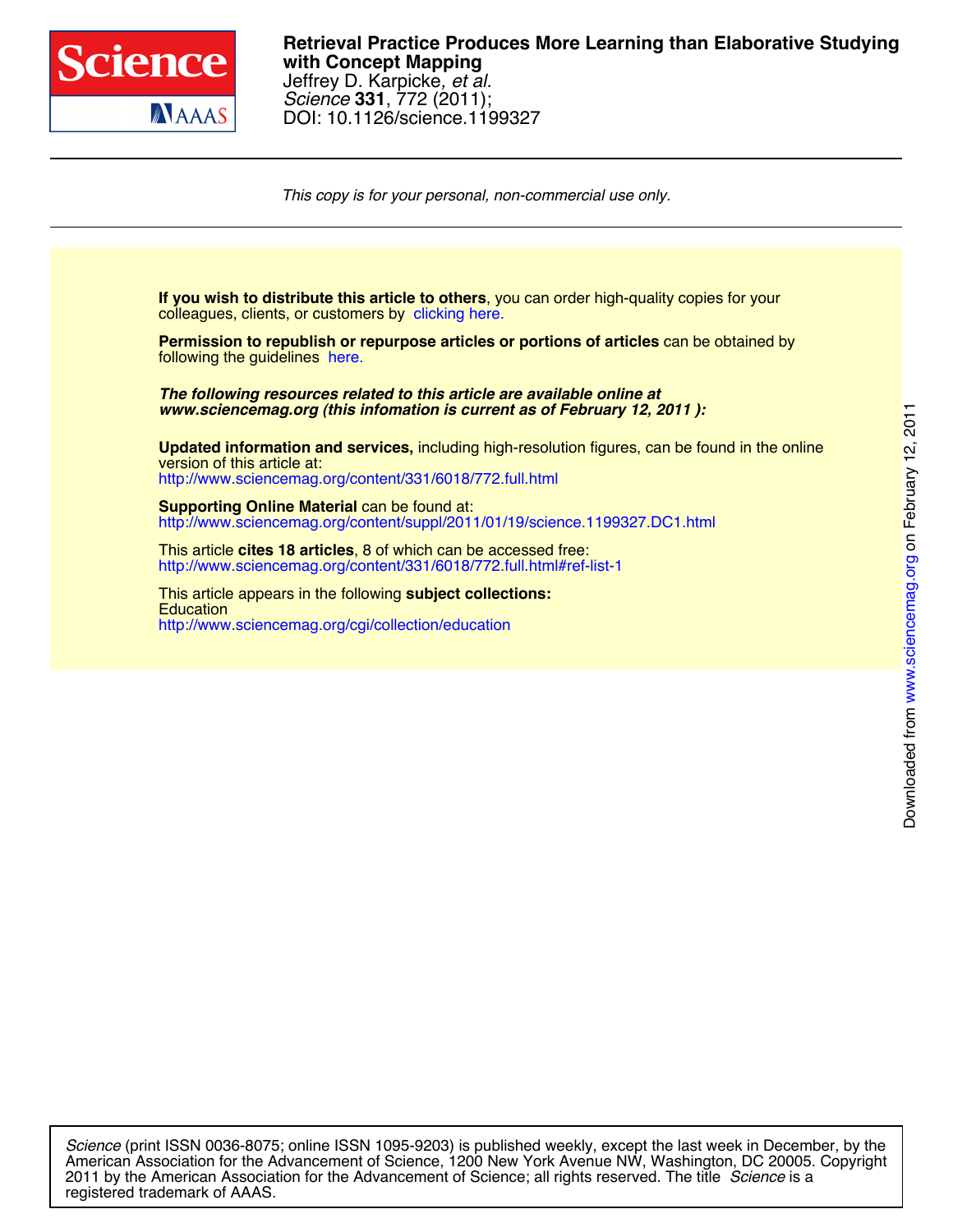# Retrieval Practice Produces More Learning than Elaborative Studying with Concept Mapping

Jeffrey D. Karpicke, *et al.*
*Science* **331**, 772 (2011);
DOI: 10.1126/science.1199327

*This copy is for your personal, non-commercial use only.*

**If you wish to distribute this article to others**, you can order high-quality copies for your colleagues, clients, or customers by clicking here.

**Permission to republish or repurpose articles or portions of articles** can be obtained by following the guidelines here.

***The following resources related to this article are available online at www.sciencemag.org (this infomation is current as of February 12, 2011 ):***

**Updated information and services,** including high-resolution figures, can be found in the online version of this article at:
http://www.sciencemag.org/content/331/6018/772.full.html

**Supporting Online Material** can be found at:
http://www.sciencemag.org/content/suppl/2011/01/19/science.1199327.DC1.html

This article **cites 18 articles**, 8 of which can be accessed free:
http://www.sciencemag.org/content/331/6018/772.full.html#ref-list-1

This article appears in the following **subject collections:**
Education
http://www.sciencemag.org/cgi/collection/education

*Science* (print ISSN 0036-8075; online ISSN 1095-9203) is published weekly, except the last week in December, by the American Association for the Advancement of Science, 1200 New York Avenue NW, Washington, DC 20005. Copyright 2011 by the American Association for the Advancement of Science; all rights reserved. The title *Science* is a registered trademark of AAAS.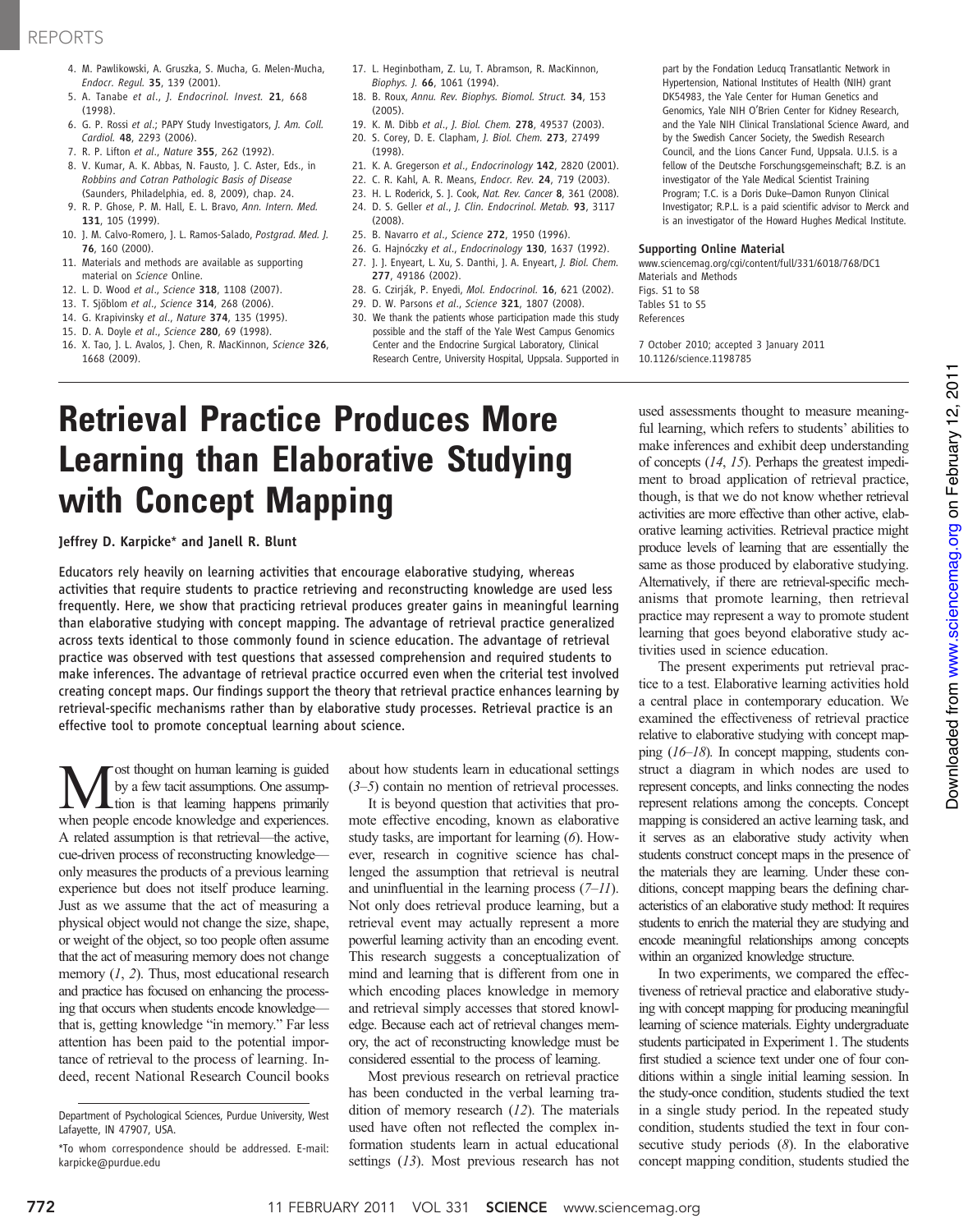4. M. Pawlikowski, A. Gruszka, S. Mucha, G. Melen-Mucha, *Endocr. Regul.* **35**, 139 (2001).
5. A. Tanabe *et al.*, *J. Endocrinol. Invest.* **21**, 668 (1998).
6. G. P. Rossi *et al.*; PAPY Study Investigators, *J. Am. Coll. Cardiol.* **48**, 2293 (2006).
7. R. P. Lifton *et al.*, *Nature* **355**, 262 (1992).
8. V. Kumar, A. K. Abbas, N. Fausto, J. C. Aster, Eds., in *Robbins and Cotran Pathologic Basis of Disease* (Saunders, Philadelphia, ed. 8, 2009), chap. 24.
9. R. P. Ghose, P. M. Hall, E. L. Bravo, *Ann. Intern. Med.* **131**, 105 (1999).
10. J. M. Calvo-Romero, J. L. Ramos-Salado, *Postgrad. Med. J.* **76**, 160 (2000).
11. Materials and methods are available as supporting material on *Science* Online.
12. L. D. Wood *et al.*, *Science* **318**, 1108 (2007).
13. T. Sjöblom *et al.*, *Science* **314**, 268 (2006).
14. G. Krapivinsky *et al.*, *Nature* **374**, 135 (1995).
15. D. A. Doyle *et al.*, *Science* **280**, 69 (1998).
16. X. Tao, J. L. Avalos, J. Chen, R. MacKinnon, *Science* **326**, 1668 (2009).
17. L. Heginbotham, Z. Lu, T. Abramson, R. MacKinnon, *Biophys. J.* **66**, 1061 (1994).
18. B. Roux, *Annu. Rev. Biophys. Biomol. Struct.* **34**, 153 (2005).
19. K. M. Dibb *et al.*, *J. Biol. Chem.* **278**, 49537 (2003).
20. S. Corey, D. E. Clapham, *J. Biol. Chem.* **273**, 27499 (1998).
21. K. A. Gregerson *et al.*, *Endocrinology* **142**, 2820 (2001).
22. C. R. Kahl, A. R. Means, *Endocr. Rev.* **24**, 719 (2003).
23. H. L. Roderick, S. J. Cook, *Nat. Rev. Cancer* **8**, 361 (2008).
24. D. S. Geller *et al.*, *J. Clin. Endocrinol. Metab.* **93**, 3117 (2008).
25. B. Navarro *et al.*, *Science* **272**, 1950 (1996).
26. G. Hajnóczky *et al.*, *Endocrinology* **130**, 1637 (1992).
27. J. J. Enyeart, L. Xu, S. Danthi, J. A. Enyeart, *J. Biol. Chem.* **277**, 49186 (2002).
28. G. Czirják, P. Enyedi, *Mol. Endocrinol.* **16**, 621 (2002).
29. D. W. Parsons *et al.*, *Science* **321**, 1807 (2008).
30. We thank the patients whose participation made this study possible and the staff of the Yale West Campus Genomics Center and the Endocrine Surgical Laboratory, Clinical Research Centre, University Hospital, Uppsala. Supported in part by the Fondation Leducq Transatlantic Network in Hypertension, National Institutes of Health (NIH) grant DK54983, the Yale Center for Human Genetics and Genomics, Yale NIH O'Brien Center for Kidney Research, and the Yale NIH Clinical Translational Science Award, and by the Swedish Cancer Society, the Swedish Research Council, and the Lions Cancer Fund, Uppsala. U.I.S. is a fellow of the Deutsche Forschungsgemeinschaft; B.Z. is an investigator of the Yale Medical Scientist Training Program; T.C. is a Doris Duke–Damon Runyon Clinical Investigator; R.P.L. is a paid scientific advisor to Merck and is an investigator of the Howard Hughes Medical Institute.

**Supporting Online Material**
www.sciencemag.org/cgi/content/full/331/6018/768/DC1
Materials and Methods
Figs. S1 to S8
Tables S1 to S5
References

7 October 2010; accepted 3 January 2011
10.1126/science.1198785

# Retrieval Practice Produces More Learning than Elaborative Studying with Concept Mapping

**Jeffrey D. Karpicke\* and Janell R. Blunt**

Educators rely heavily on learning activities that encourage elaborative studying, whereas activities that require students to practice retrieving and reconstructing knowledge are used less frequently. Here, we show that practicing retrieval produces greater gains in meaningful learning than elaborative studying with concept mapping. The advantage of retrieval practice generalized across texts identical to those commonly found in science education. The advantage of retrieval practice was observed with test questions that assessed comprehension and required students to make inferences. The advantage of retrieval practice occurred even when the criterial test involved creating concept maps. Our findings support the theory that retrieval practice enhances learning by retrieval-specific mechanisms rather than by elaborative study processes. Retrieval practice is an effective tool to promote conceptual learning about science.

Most thought on human learning is guided by a few tacit assumptions. One assumption is that learning happens primarily when people encode knowledge and experiences. A related assumption is that retrieval—the active, cue-driven process of reconstructing knowledge—only measures the products of a previous learning experience but does not itself produce learning. Just as we assume that the act of measuring a physical object would not change the size, shape, or weight of the object, so too people often assume that the act of measuring memory does not change memory (*1*, *2*). Thus, most educational research and practice has focused on enhancing the processing that occurs when students encode knowledge—that is, getting knowledge "in memory." Far less attention has been paid to the potential importance of retrieval to the process of learning. Indeed, recent National Research Council books about how students learn in educational settings (*3*–*5*) contain no mention of retrieval processes.

It is beyond question that activities that promote effective encoding, known as elaborative study tasks, are important for learning (*6*). However, research in cognitive science has challenged the assumption that retrieval is neutral and uninfluential in the learning process (*7*–*11*). Not only does retrieval produce learning, but a retrieval event may actually represent a more powerful learning activity than an encoding event. This research suggests a conceptualization of mind and learning that is different from one in which encoding places knowledge in memory and retrieval simply accesses that stored knowledge. Because each act of retrieval changes memory, the act of reconstructing knowledge must be considered essential to the process of learning.

Most previous research on retrieval practice has been conducted in the verbal learning tradition of memory research (*12*). The materials used have often not reflected the complex information students learn in actual educational settings (*13*). Most previous research has not used assessments thought to measure meaningful learning, which refers to students' abilities to make inferences and exhibit deep understanding of concepts (*14*, *15*). Perhaps the greatest impediment to broad application of retrieval practice, though, is that we do not know whether retrieval activities are more effective than other active, elaborative learning activities. Retrieval practice might produce levels of learning that are essentially the same as those produced by elaborative studying. Alternatively, if there are retrieval-specific mechanisms that promote learning, then retrieval practice may represent a way to promote student learning that goes beyond elaborative study activities used in science education.

The present experiments put retrieval practice to a test. Elaborative learning activities hold a central place in contemporary education. We examined the effectiveness of retrieval practice relative to elaborative studying with concept mapping (*16*–*18*). In concept mapping, students construct a diagram in which nodes are used to represent concepts, and links connecting the nodes represent relations among the concepts. Concept mapping is considered an active learning task, and it serves as an elaborative study activity when students construct concept maps in the presence of the materials they are learning. Under these conditions, concept mapping bears the defining characteristics of an elaborative study method: It requires students to enrich the material they are studying and encode meaningful relationships among concepts within an organized knowledge structure.

In two experiments, we compared the effectiveness of retrieval practice and elaborative studying with concept mapping for producing meaningful learning of science materials. Eighty undergraduate students participated in Experiment 1. The students first studied a science text under one of four conditions within a single initial learning session. In the study-once condition, students studied the text in a single study period. In the repeated study condition, students studied the text in four consecutive study periods (*8*). In the elaborative concept mapping condition, students studied the

Department of Psychological Sciences, Purdue University, West Lafayette, IN 47907, USA.

\*To whom correspondence should be addressed. E-mail: karpicke@purdue.edu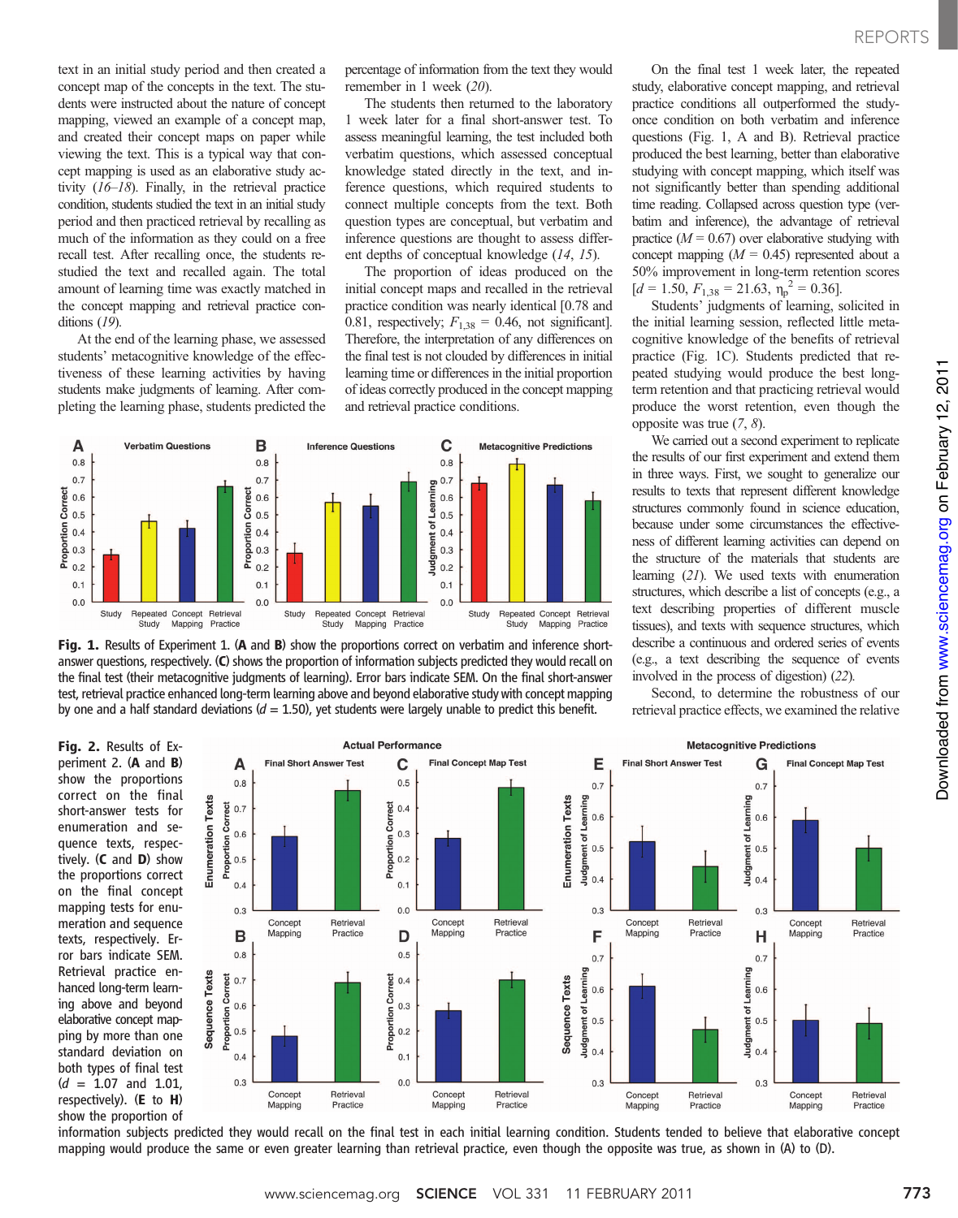text in an initial study period and then created a concept map of the concepts in the text. The students were instructed about the nature of concept mapping, viewed an example of a concept map, and created their concept maps on paper while viewing the text. This is a typical way that concept mapping is used as an elaborative study activity (*16–18*). Finally, in the retrieval practice condition, students studied the text in an initial study period and then practiced retrieval by recalling as much of the information as they could on a free recall test. After recalling once, the students restudied the text and recalled again. The total amount of learning time was exactly matched in the concept mapping and retrieval practice conditions (*19*).

At the end of the learning phase, we assessed students' metacognitive knowledge of the effectiveness of these learning activities by having students make judgments of learning. After completing the learning phase, students predicted the percentage of information from the text they would remember in 1 week (*20*).

The students then returned to the laboratory 1 week later for a final short-answer test. To assess meaningful learning, the test included both verbatim questions, which assessed conceptual knowledge stated directly in the text, and inference questions, which required students to connect multiple concepts from the text. Both question types are conceptual, but verbatim and inference questions are thought to assess different depths of conceptual knowledge (*14*, *15*).

The proportion of ideas produced on the initial concept maps and recalled in the retrieval practice condition was nearly identical [0.78 and 0.81, respectively; $F_{1,38}$ = 0.46, not significant]. Therefore, the interpretation of any differences on the final test is not clouded by differences in initial learning time or differences in the initial proportion of ideas correctly produced in the concept mapping and retrieval practice conditions.

On the final test 1 week later, the repeated study, elaborative concept mapping, and retrieval practice conditions all outperformed the study-once condition on both verbatim and inference questions (Fig. 1, A and B). Retrieval practice produced the best learning, better than elaborative studying with concept mapping, which itself was not significantly better than spending additional time reading. Collapsed across question type (verbatim and inference), the advantage of retrieval practice ($M$ = 0.67) over elaborative studying with concept mapping ($M$ = 0.45) represented about a 50% improvement in long-term retention scores [$d$ = 1.50, $F_{1,38}$ = 21.63, $\eta_p^2$ = 0.36].

Students' judgments of learning, solicited in the initial learning session, reflected little metacognitive knowledge of the benefits of retrieval practice (Fig. 1C). Students predicted that repeated studying would produce the best long-term retention and that practicing retrieval would produce the worst retention, even though the opposite was true (*7*, *8*).

We carried out a second experiment to replicate the results of our first experiment and extend them in three ways. First, we sought to generalize our results to texts that represent different knowledge structures commonly found in science education, because under some circumstances the effectiveness of different learning activities can depend on the structure of the materials that students are learning (*21*). We used texts with enumeration structures, which describe a list of concepts (e.g., a text describing properties of different muscle tissues), and texts with sequence structures, which describe a continuous and ordered series of events (e.g., a text describing the sequence of events involved in the process of digestion) (*22*).

Second, to determine the robustness of our retrieval practice effects, we examined the relative

**Fig. 1.** Results of Experiment 1. (**A** and **B**) show the proportions correct on verbatim and inference short-answer questions, respectively. (**C**) shows the proportion of information subjects predicted they would recall on the final test (their metacognitive judgments of learning). Error bars indicate SEM. On the final short-answer test, retrieval practice enhanced long-term learning above and beyond elaborative study with concept mapping by one and a half standard deviations ($d$ = 1.50), yet students were largely unable to predict this benefit.

**Fig. 2.** Results of Experiment 2. (**A** and **B**) show the proportions correct on the final short-answer tests for enumeration and sequence texts, respectively. (**C** and **D**) show the proportions correct on the final concept mapping tests for enumeration and sequence texts, respectively. Error bars indicate SEM. Retrieval practice enhanced long-term learning above and beyond elaborative concept mapping by more than one standard deviation on both types of final test ($d$ = 1.07 and 1.01, respectively). (**E** to **H**) show the proportion of information subjects predicted they would recall on the final test in each initial learning condition. Students tended to believe that elaborative concept mapping would produce the same or even greater learning than retrieval practice, even though the opposite was true, as shown in (A) to (D).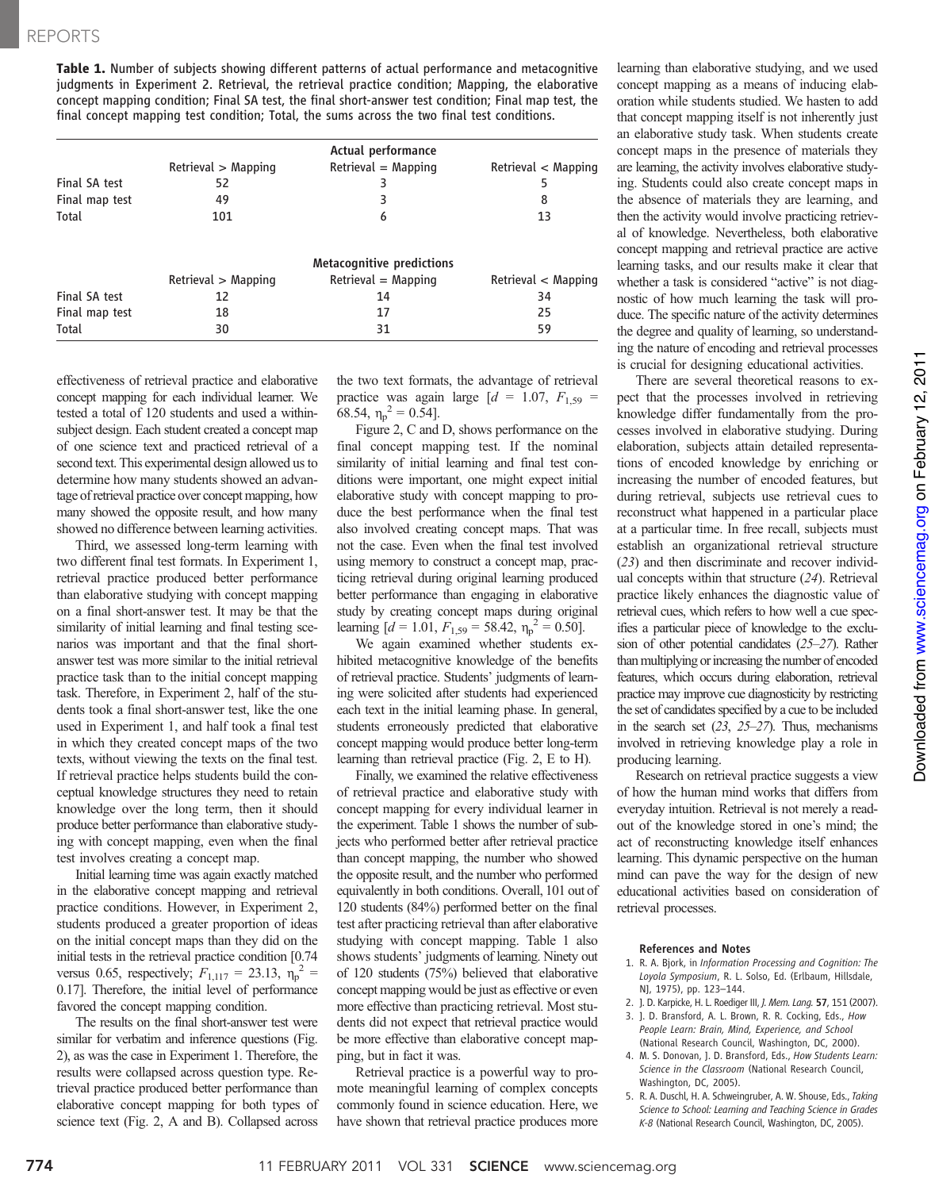**Table 1.** Number of subjects showing different patterns of actual performance and metacognitive judgments in Experiment 2. Retrieval, the retrieval practice condition; Mapping, the elaborative concept mapping condition; Final SA test, the final short-answer test condition; Final map test, the final concept mapping test condition; Total, the sums across the two final test conditions.

| | Actual performance | | |
|---|---|---|---|
| | Retrieval > Mapping | Retrieval = Mapping | Retrieval < Mapping |
| Final SA test | 52 | 3 | 5 |
| Final map test | 49 | 3 | 8 |
| Total | 101 | 6 | 13 |
| | **Metacognitive predictions** | | |
| | Retrieval > Mapping | Retrieval = Mapping | Retrieval < Mapping |
| Final SA test | 12 | 14 | 34 |
| Final map test | 18 | 17 | 25 |
| Total | 30 | 31 | 59 |

effectiveness of retrieval practice and elaborative concept mapping for each individual learner. We tested a total of 120 students and used a within-subject design. Each student created a concept map of one science text and practiced retrieval of a second text. This experimental design allowed us to determine how many students showed an advantage of retrieval practice over concept mapping, how many showed the opposite result, and how many showed no difference between learning activities.

Third, we assessed long-term learning with two different final test formats. In Experiment 1, retrieval practice produced better performance than elaborative studying with concept mapping on a final short-answer test. It may be that the similarity of initial learning and final testing scenarios was important and that the final short-answer test was more similar to the initial retrieval practice task than to the initial concept mapping task. Therefore, in Experiment 2, half of the students took a final short-answer test, like the one used in Experiment 1, and half took a final test in which they created concept maps of the two texts, without viewing the texts on the final test. If retrieval practice helps students build the conceptual knowledge structures they need to retain knowledge over the long term, then it should produce better performance than elaborative studying with concept mapping, even when the final test involves creating a concept map.

Initial learning time was again exactly matched in the elaborative concept mapping and retrieval practice conditions. However, in Experiment 2, students produced a greater proportion of ideas on the initial concept maps than they did on the initial tests in the retrieval practice condition [0.74 versus 0.65, respectively; $F_{1,117} = 23.13$, $\eta_p^2 = 0.17$]. Therefore, the initial level of performance favored the concept mapping condition.

The results on the final short-answer test were similar for verbatim and inference questions (Fig. 2), as was the case in Experiment 1. Therefore, the results were collapsed across question type. Retrieval practice produced better performance than elaborative concept mapping for both types of science text (Fig. 2, A and B). Collapsed across the two text formats, the advantage of retrieval practice was again large [$d = 1.07$, $F_{1,59} = 68.54$, $\eta_p^2 = 0.54$].

Figure 2, C and D, shows performance on the final concept mapping test. If the nominal similarity of initial learning and final test conditions were important, one might expect initial elaborative study with concept mapping to produce the best performance when the final test also involved creating concept maps. That was not the case. Even when the final test involved using memory to construct a concept map, practicing retrieval during original learning produced better performance than engaging in elaborative study by creating concept maps during original learning [$d = 1.01$, $F_{1,59} = 58.42$, $\eta_p^2 = 0.50$].

We again examined whether students exhibited metacognitive knowledge of the benefits of retrieval practice. Students' judgments of learning were solicited after students had experienced each text in the initial learning phase. In general, students erroneously predicted that elaborative concept mapping would produce better long-term learning than retrieval practice (Fig. 2, E to H).

Finally, we examined the relative effectiveness of retrieval practice and elaborative study with concept mapping for every individual learner in the experiment. Table 1 shows the number of subjects who performed better after retrieval practice than concept mapping, the number who showed the opposite result, and the number who performed equivalently in both conditions. Overall, 101 out of 120 students (84%) performed better on the final test after practicing retrieval than after elaborative studying with concept mapping. Table 1 also shows students' judgments of learning. Ninety out of 120 students (75%) believed that elaborative concept mapping would be just as effective or even more effective than practicing retrieval. Most students did not expect that retrieval practice would be more effective than elaborative concept mapping, but in fact it was.

Retrieval practice is a powerful way to promote meaningful learning of complex concepts commonly found in science education. Here, we have shown that retrieval practice produces more learning than elaborative studying, and we used concept mapping as a means of inducing elaboration while students studied. We hasten to add that concept mapping itself is not inherently just an elaborative study task. When students create concept maps in the presence of materials they are learning, the activity involves elaborative studying. Students could also create concept maps in the absence of materials they are learning, and then the activity would involve practicing retrieval of knowledge. Nevertheless, both elaborative concept mapping and retrieval practice are active learning tasks, and our results make it clear that whether a task is considered "active" is not diagnostic of how much learning the task will produce. The specific nature of the activity determines the degree and quality of learning, so understanding the nature of encoding and retrieval processes is crucial for designing educational activities.

There are several theoretical reasons to expect that the processes involved in retrieving knowledge differ fundamentally from the processes involved in elaborative studying. During elaboration, subjects attain detailed representations of encoded knowledge by enriching or increasing the number of encoded features, but during retrieval, subjects use retrieval cues to reconstruct what happened in a particular place at a particular time. In free recall, subjects must establish an organizational retrieval structure (*23*) and then discriminate and recover individual concepts within that structure (*24*). Retrieval practice likely enhances the diagnostic value of retrieval cues, which refers to how well a cue specifies a particular piece of knowledge to the exclusion of other potential candidates (*25*–*27*). Rather than multiplying or increasing the number of encoded features, which occurs during elaboration, retrieval practice may improve cue diagnosticity by restricting the set of candidates specified by a cue to be included in the search set (*23*, *25*–*27*). Thus, mechanisms involved in retrieving knowledge play a role in producing learning.

Research on retrieval practice suggests a view of how the human mind works that differs from everyday intuition. Retrieval is not merely a readout of the knowledge stored in one's mind; the act of reconstructing knowledge itself enhances learning. This dynamic perspective on the human mind can pave the way for the design of new educational activities based on consideration of retrieval processes.

### References and Notes

1. R. A. Bjork, in *Information Processing and Cognition: The Loyola Symposium*, R. L. Solso, Ed. (Erlbaum, Hillsdale, NJ, 1975), pp. 123–144.
2. J. D. Karpicke, H. L. Roediger III, *J. Mem. Lang.* **57**, 151 (2007).
3. J. D. Bransford, A. L. Brown, R. R. Cocking, Eds., *How People Learn: Brain, Mind, Experience, and School* (National Research Council, Washington, DC, 2000).
4. M. S. Donovan, J. D. Bransford, Eds., *How Students Learn: Science in the Classroom* (National Research Council, Washington, DC, 2005).
5. R. A. Duschl, H. A. Schweingruber, A. W. Shouse, Eds., *Taking Science to School: Learning and Teaching Science in Grades K-8* (National Research Council, Washington, DC, 2005).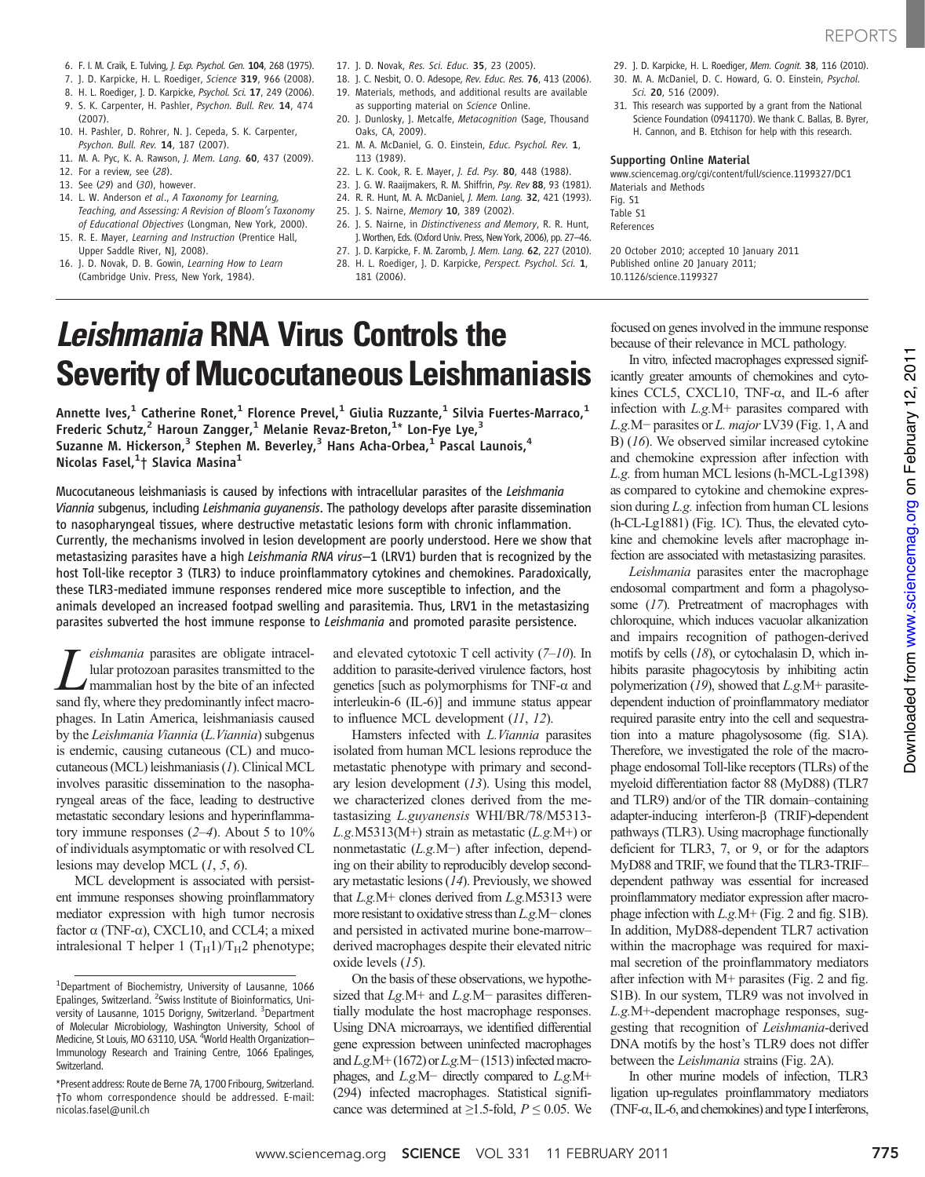6. F. I. M. Craik, E. Tulving, *J. Exp. Psychol. Gen.* **104**, 268 (1975).
7. J. D. Karpicke, H. L. Roediger, *Science* **319**, 966 (2008).
8. H. L. Roediger, J. D. Karpicke, *Psychol. Sci.* **17**, 249 (2006).
9. S. K. Carpenter, H. Pashler, *Psychon. Bull. Rev.* **14**, 474 (2007).
10. H. Pashler, D. Rohrer, N. J. Cepeda, S. K. Carpenter, *Psychon. Bull. Rev.* **14**, 187 (2007).
11. M. A. Pyc, K. A. Rawson, *J. Mem. Lang.* **60**, 437 (2009).
12. For a review, see (*28*).
13. See (*29*) and (*30*), however.
14. L. W. Anderson *et al.*, *A Taxonomy for Learning, Teaching, and Assessing: A Revision of Bloom's Taxonomy of Educational Objectives* (Longman, New York, 2000).
15. R. E. Mayer, *Learning and Instruction* (Prentice Hall, Upper Saddle River, NJ, 2008).
16. J. D. Novak, D. B. Gowin, *Learning How to Learn* (Cambridge Univ. Press, New York, 1984).
17. J. D. Novak, *Res. Sci. Educ.* **35**, 23 (2005).
18. J. C. Nesbit, O. O. Adesope, *Rev. Educ. Res.* **76**, 413 (2006).
19. Materials, methods, and additional results are available as supporting material on *Science* Online.
20. J. Dunlosky, J. Metcalfe, *Metacognition* (Sage, Thousand Oaks, CA, 2009).
21. M. A. McDaniel, G. O. Einstein, *Educ. Psychol. Rev.* **1**, 113 (1989).
22. L. K. Cook, R. E. Mayer, *J. Ed. Psy.* **80**, 448 (1988).
23. J. G. W. Raaijmakers, R. M. Shiffrin, *Psy. Rev* **88**, 93 (1981).
24. R. R. Hunt, M. A. McDaniel, *J. Mem. Lang.* **32**, 421 (1993).
25. J. S. Nairne, *Memory* **10**, 389 (2002).
26. J. S. Nairne, in *Distinctiveness and Memory*, R. R. Hunt, J. Worthen, Eds. (Oxford Univ. Press, New York, 2006), pp. 27–46.
27. J. D. Karpicke, F. M. Zaromb, *J. Mem. Lang.* **62**, 227 (2010).
28. H. L. Roediger, J. D. Karpicke, *Perspect. Psychol. Sci.* **1**, 181 (2006).
29. J. D. Karpicke, H. L. Roediger, *Mem. Cognit.* **38**, 116 (2010).
30. M. A. McDaniel, D. C. Howard, G. O. Einstein, *Psychol. Sci.* **20**, 516 (2009).
31. This research was supported by a grant from the National Science Foundation (0941170). We thank C. Ballas, B. Byrer, H. Cannon, and B. Etchison for help with this research.

**Supporting Online Material**
www.sciencemag.org/cgi/content/full/science.1199327/DC1
Materials and Methods
Fig. S1
Table S1
References

20 October 2010; accepted 10 January 2011
Published online 20 January 2011;
10.1126/science.1199327

# *Leishmania* RNA Virus Controls the Severity of Mucocutaneous Leishmaniasis

**Annette Ives,[1] Catherine Ronet,[1] Florence Prevel,[1] Giulia Ruzzante,[1] Silvia Fuertes-Marraco,[1] Frederic Schutz,[2] Haroun Zangger,[1] Melanie Revaz-Breton,[1]* Lon-Fye Lye,[3] Suzanne M. Hickerson,[3] Stephen M. Beverley,[3] Hans Acha-Orbea,[1] Pascal Launois,[4] Nicolas Fasel,[1]† Slavica Masina[1]**

Mucocutaneous leishmaniasis is caused by infections with intracellular parasites of the *Leishmania Viannia* subgenus, including *Leishmania guyanensis*. The pathology develops after parasite dissemination to nasopharyngeal tissues, where destructive metastatic lesions form with chronic inflammation. Currently, the mechanisms involved in lesion development are poorly understood. Here we show that metastasizing parasites have a high *Leishmania RNA virus*–1 (LRV1) burden that is recognized by the host Toll-like receptor 3 (TLR3) to induce proinflammatory cytokines and chemokines. Paradoxically, these TLR3-mediated immune responses rendered mice more susceptible to infection, and the animals developed an increased footpad swelling and parasitemia. Thus, LRV1 in the metastasizing parasites subverted the host immune response to *Leishmania* and promoted parasite persistence.

*Leishmania* parasites are obligate intracellular protozoan parasites transmitted to the mammalian host by the bite of an infected sand fly, where they predominantly infect macrophages. In Latin America, leishmaniasis caused by the *Leishmania Viannia* (*L.Viannia*) subgenus is endemic, causing cutaneous (CL) and mucocutaneous (MCL) leishmaniasis (*1*). Clinical MCL involves parasitic dissemination to the nasopharyngeal areas of the face, leading to destructive metastatic secondary lesions and hyperinflammatory immune responses (*2*–*4*). About 5 to 10% of individuals asymptomatic or with resolved CL lesions may develop MCL (*1*, *5*, *6*).

MCL development is associated with persistent immune responses showing proinflammatory mediator expression with high tumor necrosis factor α (TNF-α), CXCL10, and CCL4; a mixed intralesional T helper 1 ($T_H1$)/$T_H2$ phenotype; and elevated cytotoxic T cell activity (*7*–*10*). In addition to parasite-derived virulence factors, host genetics [such as polymorphisms for TNF-α and interleukin-6 (IL-6)] and immune status appear to influence MCL development (*11*, *12*).

Hamsters infected with *L.Viannia* parasites isolated from human MCL lesions reproduce the metastatic phenotype with primary and secondary lesion development (*13*). Using this model, we characterized clones derived from the metastasizing *L.guyanensis* WHI/BR/78/M5313-*L.g.*M5313(M+) strain as metastatic (*L.g.*M+) or nonmetastatic (*L.g.*M−) after infection, depending on their ability to reproducibly develop secondary metastatic lesions (*14*). Previously, we showed that *L.g.*M+ clones derived from *L.g.*M5313 were more resistant to oxidative stress than *L.g.*M− clones and persisted in activated murine bone-marrow–derived macrophages despite their elevated nitric oxide levels (*15*).

On the basis of these observations, we hypothesized that *Lg.*M+ and *L.g.*M− parasites differentially modulate the host macrophage responses. Using DNA microarrays, we identified differential gene expression between uninfected macrophages and *L.g.*M+ (1672) or *L.g.*M− (1513) infected macrophages, and *L.g.*M− directly compared to *L.g.*M+ (294) infected macrophages. Statistical significance was determined at ≥1.5-fold, $P \leq 0.05$. We focused on genes involved in the immune response because of their relevance in MCL pathology.

In vitro, infected macrophages expressed significantly greater amounts of chemokines and cytokines CCL5, CXCL10, TNF-α, and IL-6 after infection with *L.g.*M+ parasites compared with *L.g.*M− parasites or *L. major* LV39 (Fig. 1, A and B) (*16*). We observed similar increased cytokine and chemokine expression after infection with *L.g.* from human MCL lesions (h-MCL-Lg1398) as compared to cytokine and chemokine expression during *L.g.* infection from human CL lesions (h-CL-Lg1881) (Fig. 1C). Thus, the elevated cytokine and chemokine levels after macrophage infection are associated with metastasizing parasites.

*Leishmania* parasites enter the macrophage endosomal compartment and form a phagolysosome (*17*). Pretreatment of macrophages with chloroquine, which induces vacuolar alkanization and impairs recognition of pathogen-derived motifs by cells (*18*), or cytochalasin D, which inhibits parasite phagocytosis by inhibiting actin polymerization (*19*), showed that *L.g.*M+ parasite-dependent induction of proinflammatory mediator required parasite entry into the cell and sequestration into a mature phagolysosome (fig. S1A). Therefore, we investigated the role of the macrophage endosomal Toll-like receptors (TLRs) of the myeloid differentiation factor 88 (MyD88) (TLR7 and TLR9) and/or of the TIR domain–containing adapter-inducing interferon-β (TRIF)–dependent pathways (TLR3). Using macrophage functionally deficient for TLR3, 7, or 9, or for the adaptors MyD88 and TRIF, we found that the TLR3-TRIF–dependent pathway was essential for increased proinflammatory mediator expression after macrophage infection with *L.g.*M+ (Fig. 2 and fig. S1B). In addition, MyD88-dependent TLR7 activation within the macrophage was required for maximal secretion of the proinflammatory mediators after infection with M+ parasites (Fig. 2 and fig. S1B). In our system, TLR9 was not involved in *L.g.*M+-dependent macrophage responses, suggesting that recognition of *Leishmania*-derived DNA motifs by the host's TLR9 does not differ between the *Leishmania* strains (Fig. 2A).

In other murine models of infection, TLR3 ligation up-regulates proinflammatory mediators (TNF-α, IL-6, and chemokines) and type I interferons,

[1]Department of Biochemistry, University of Lausanne, 1066 Epalinges, Switzerland. [2]Swiss Institute of Bioinformatics, University of Lausanne, 1015 Dorigny, Switzerland. [3]Department of Molecular Microbiology, Washington University, School of Medicine, St Louis, MO 63110, USA. [4]World Health Organization–Immunology Research and Training Centre, 1066 Epalinges, Switzerland.

*Present address: Route de Berne 7A, 1700 Fribourg, Switzerland.
†To whom correspondence should be addressed. E-mail: nicolas.fasel@unil.ch